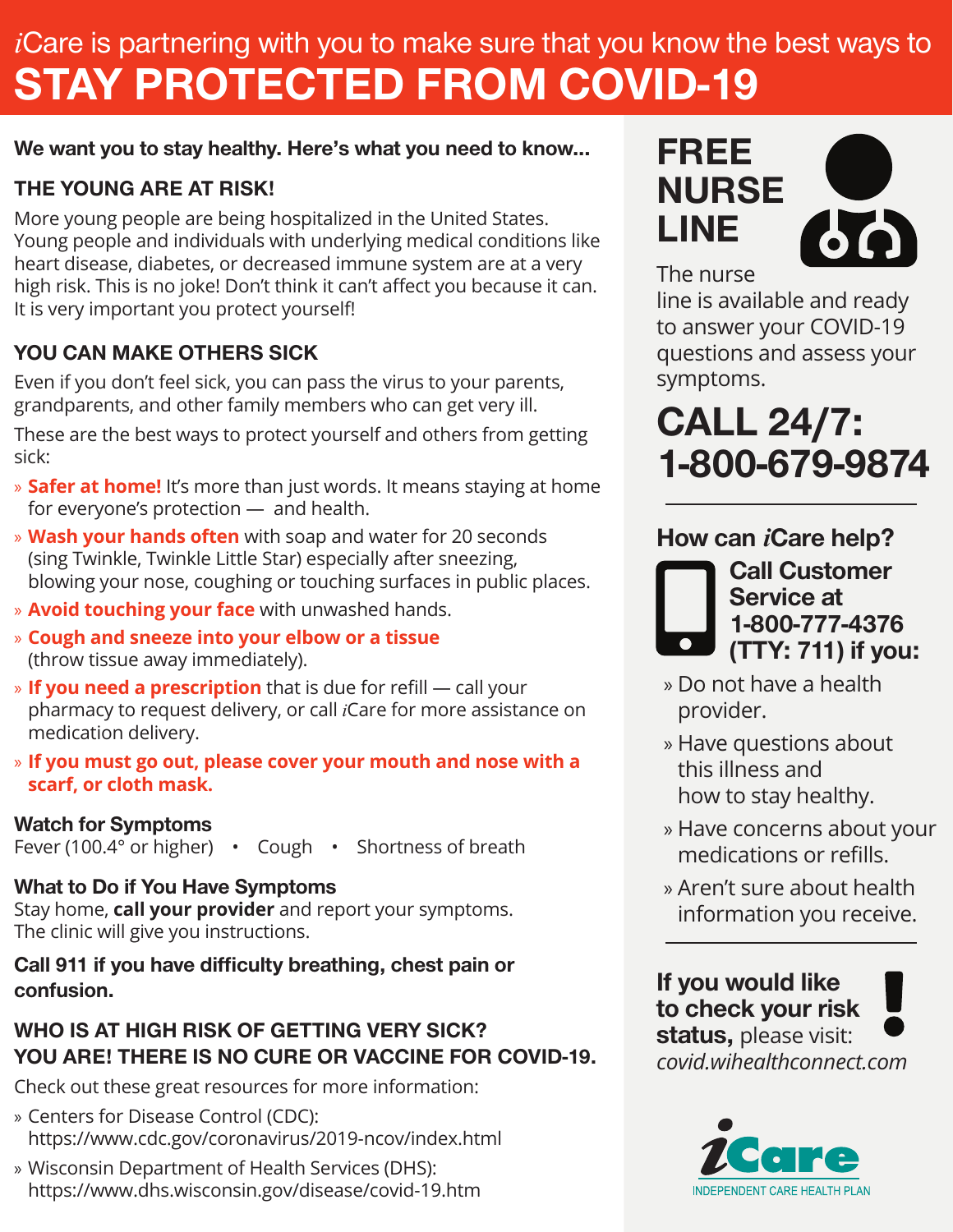# *i*Care is partnering with you to make sure that you know the best ways to STAY PROTECTED FROM COVID-19

**We want you to stay healthy. Here's what you need to know...**

## THE YOUNG ARE AT RISK!

More young people are being hospitalized in the United States. Young people and individuals with underlying medical conditions like heart disease, diabetes, or decreased immune system are at a very high risk. This is no joke! Don't think it can't affect you because it can. It is very important you protect yourself!

## YOU CAN MAKE OTHERS SICK

Even if you don't feel sick, you can pass the virus to your parents, grandparents, and other family members who can get very ill.

These are the best ways to protect yourself and others from getting sick:

- **Safer at home!** It's more than just words. It means staying at home for everyone's protection — and health.
- **Wash your hands often** with soap and water for 20 seconds (sing Twinkle, Twinkle Little Star) especially after sneezing, blowing your nose, coughing or touching surfaces in public places.
- **Avoid touching your face** with unwashed hands.
- **Cough and sneeze into your elbow or a tissue** (throw tissue away immediately).
- **If you need a prescription** that is due for refill — call your pharmacy to request delivery, or call *i*Care for more assistance on medication delivery.
- **If you must go out, please cover your mouth and nose with a scarf, or cloth mask.**

### Watch for Symptoms

Fever (100.4° or higher) • Cough • Shortness of breath

### What to Do if You Have Symptoms

Stay home, **call your provider** and report your symptoms. The clinic will give you instructions.

**Call 911 if you have difficulty breathing, chest pain or confusion.**

## WHO IS AT HIGH RISK OF GETTING VERY SICK? YOU ARE! THERE IS NO CURE OR VACCINE FOR COVID-19.

Check out these great resources for more information:

- Centers for Disease Control (CDC): https://www.cdc.gov/coronavirus/2019-ncov/index.html
- Wisconsin Department of Health Services (DHS): https://www.dhs.wisconsin.gov/disease/covid-19.htm

## FREE NURSE LINE

The nurse line is available and ready to answer your COVID-19 questions and assess your symptoms.

**CALL 24/7: 1-800-679-9874**

### How can *i*Care help?

**Call Customer Service at 1-800-777-4376 (TTY: 711) if you:**

- Do not have a health provider.
- Have questions about this illness and how to stay healthy.
- Have concerns about your medications or refills.
- Aren't sure about health information you receive.

**If you would like to check your risk status,** please visit: *covid.wihealthconnect.com*

*i*Care
INDEPENDENT CARE HEALTH PLAN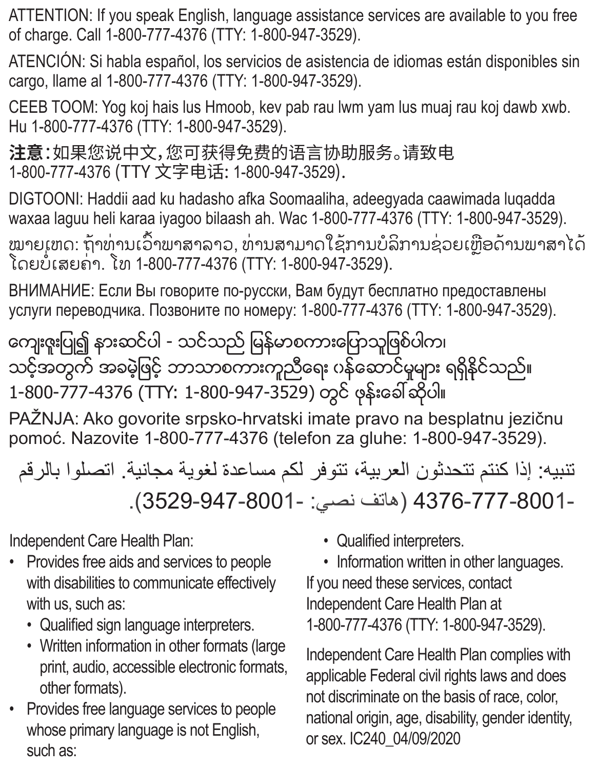ATTENTION: If you speak English, language assistance services are available to you free of charge. Call 1-800-777-4376 (TTY: 1-800-947-3529).

ATENCIÓN: Si habla español, los servicios de asistencia de idiomas están disponibles sin cargo, llame al 1-800-777-4376 (TTY: 1-800-947-3529).

CEEB TOOM: Yog koj hais lus Hmoob, kev pab rau lwm yam lus muaj rau koj dawb xwb. Hu 1-800-777-4376 (TTY: 1-800-947-3529).

**注意**：如果您说中文，您可获得免费的语言协助服务。请致电 1-800-777-4376 (TTY 文字电话: 1-800-947-3529).

DIGTOONI: Haddii aad ku hadasho afka Soomaaliha, adeegyada caawimada luqadda waxaa laguu heli karaa iyagoo bilaash ah. Wac 1-800-777-4376 (TTY: 1-800-947-3529).

ໝາຍເຫດ: ຖ້າທ່ານເວົ້າພາສາລາວ, ທ່ານສາມາດໃຊ້ການບໍລິການຊ່ວຍເຫຼືອດ້ານພາສາໄດ້ໂດຍບໍ່ເສຍຄ່າ. ໂທ 1-800-777-4376 (TTY: 1-800-947-3529).

ВНИМАНИЕ: Если Вы говорите по-русски, Вам будут бесплатно предоставлены услуги переводчика. Позвоните по номеру: 1-800-777-4376 (TTY: 1-800-947-3529).

ကျေးဇူးပြု၍ နားဆင်ပါ - သင်သည် မြန်မာစကားပြောသူဖြစ်ပါက၊ သင့်အတွက် အခမဲ့ဖြင့် ဘာသာစကားကူညီရေး ဝန်ဆောင်မှုများ ရရှိနိုင်သည်။ 1-800-777-4376 (TTY: 1-800-947-3529) တွင် ဖုန်းခေါ်ဆိုပါ။

PAŽNJA: Ako govorite srpsko-hrvatski imate pravo na besplatnu jezičnu pomoć. Nazovite 1-800-777-4376 (telefon za gluhe: 1-800-947-3529).

تنبيه: إذا كنتم تتحدثون العربية، تتوفر لكم مساعدة لغوية مجانية. اتصلوا بالرقم 4376-777-800-1 (هاتف نصي: 3529-947-800-1).

Independent Care Health Plan:

- Provides free aids and services to people with disabilities to communicate effectively with us, such as:
  - Qualified sign language interpreters.
  - Written information in other formats (large print, audio, accessible electronic formats, other formats).
- Provides free language services to people whose primary language is not English, such as:
  - Qualified interpreters.
  - Information written in other languages.

If you need these services, contact Independent Care Health Plan at 1-800-777-4376 (TTY: 1-800-947-3529).

Independent Care Health Plan complies with applicable Federal civil rights laws and does not discriminate on the basis of race, color, national origin, age, disability, gender identity, or sex. IC240_04/09/2020